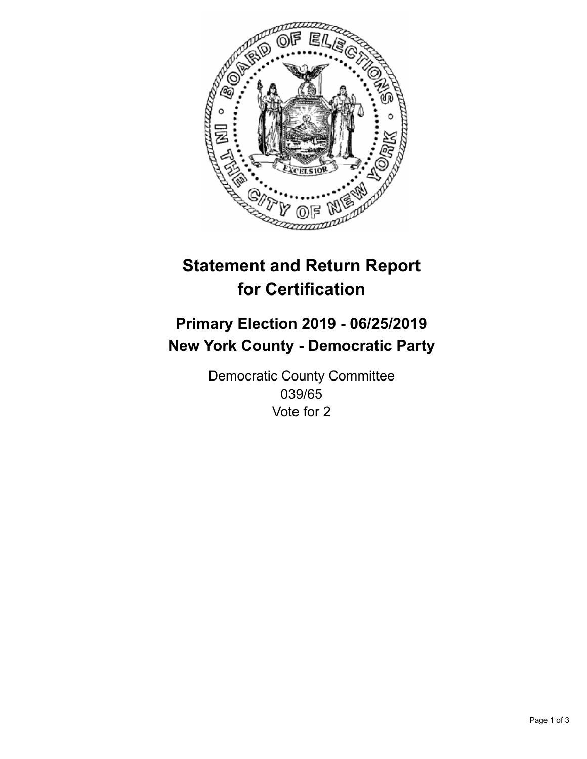# Statement and Return Report for Certification

## Primary Election 2019 - 06/25/2019
## New York County - Democratic Party

Democratic County Committee
039/65
Vote for 2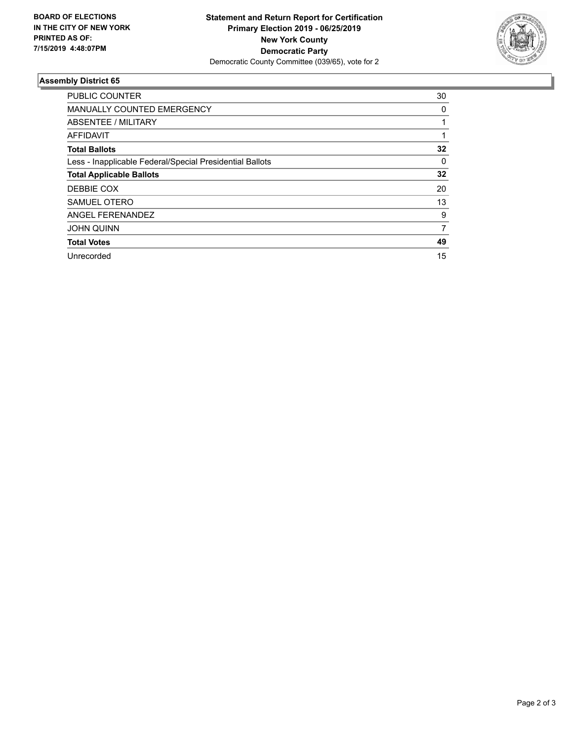**BOARD OF ELECTIONS IN THE CITY OF NEW YORK PRINTED AS OF: 7/15/2019 4:48:07PM**

**Statement and Return Report for Certification**
**Primary Election 2019 - 06/25/2019**
**New York County**
**Democratic Party**
Democratic County Committee (039/65), vote for 2

## Assembly District 65

| | |
|---|---|
| PUBLIC COUNTER | 30 |
| MANUALLY COUNTED EMERGENCY | 0 |
| ABSENTEE / MILITARY | 1 |
| AFFIDAVIT | 1 |
| **Total Ballots** | **32** |
| Less - Inapplicable Federal/Special Presidential Ballots | 0 |
| **Total Applicable Ballots** | **32** |
| DEBBIE COX | 20 |
| SAMUEL OTERO | 13 |
| ANGEL FERENANDEZ | 9 |
| JOHN QUINN | 7 |
| **Total Votes** | **49** |
| Unrecorded | 15 |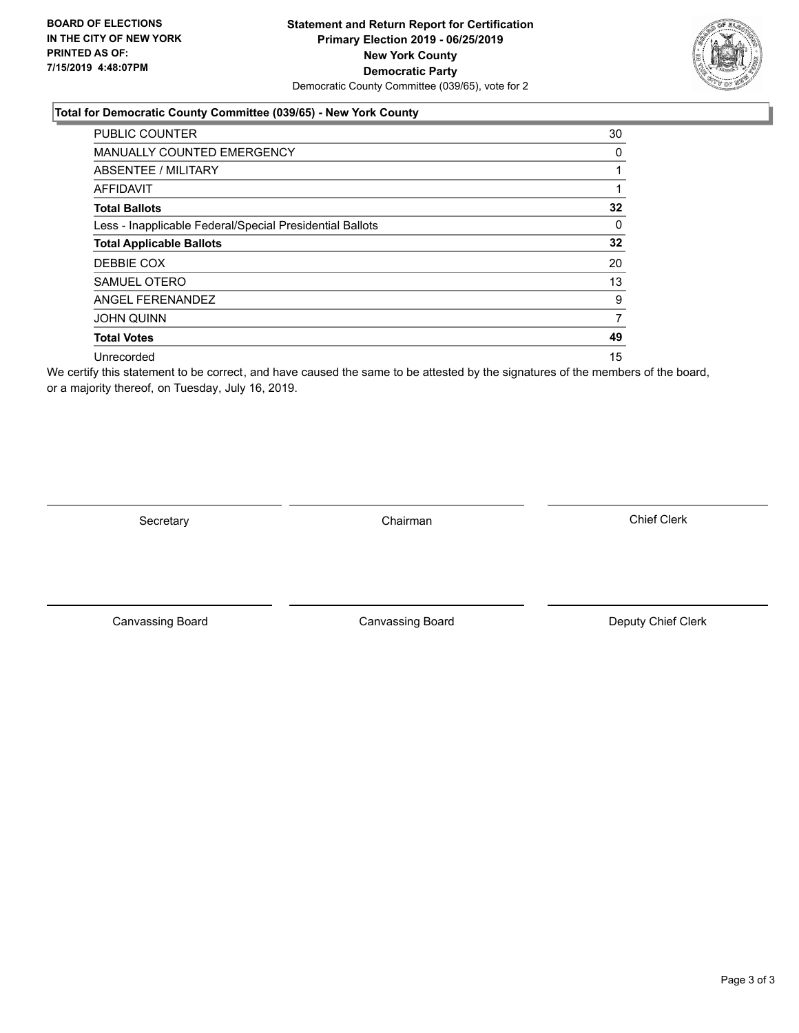**BOARD OF ELECTIONS IN THE CITY OF NEW YORK PRINTED AS OF: 7/15/2019 4:48:07PM**

**Statement and Return Report for Certification Primary Election 2019 - 06/25/2019 New York County Democratic Party**

Democratic County Committee (039/65), vote for 2

### Total for Democratic County Committee (039/65) - New York County

| | |
|---|---|
| PUBLIC COUNTER | 30 |
| MANUALLY COUNTED EMERGENCY | 0 |
| ABSENTEE / MILITARY | 1 |
| AFFIDAVIT | 1 |
| **Total Ballots** | **32** |
| Less - Inapplicable Federal/Special Presidential Ballots | 0 |
| **Total Applicable Ballots** | **32** |
| DEBBIE COX | 20 |
| SAMUEL OTERO | 13 |
| ANGEL FERENANDEZ | 9 |
| JOHN QUINN | 7 |
| **Total Votes** | **49** |
| Unrecorded | 15 |

We certify this statement to be correct, and have caused the same to be attested by the signatures of the members of the board, or a majority thereof, on Tuesday, July 16, 2019.

Secretary | Chairman | Chief Clerk

Canvassing Board | Canvassing Board | Deputy Chief Clerk